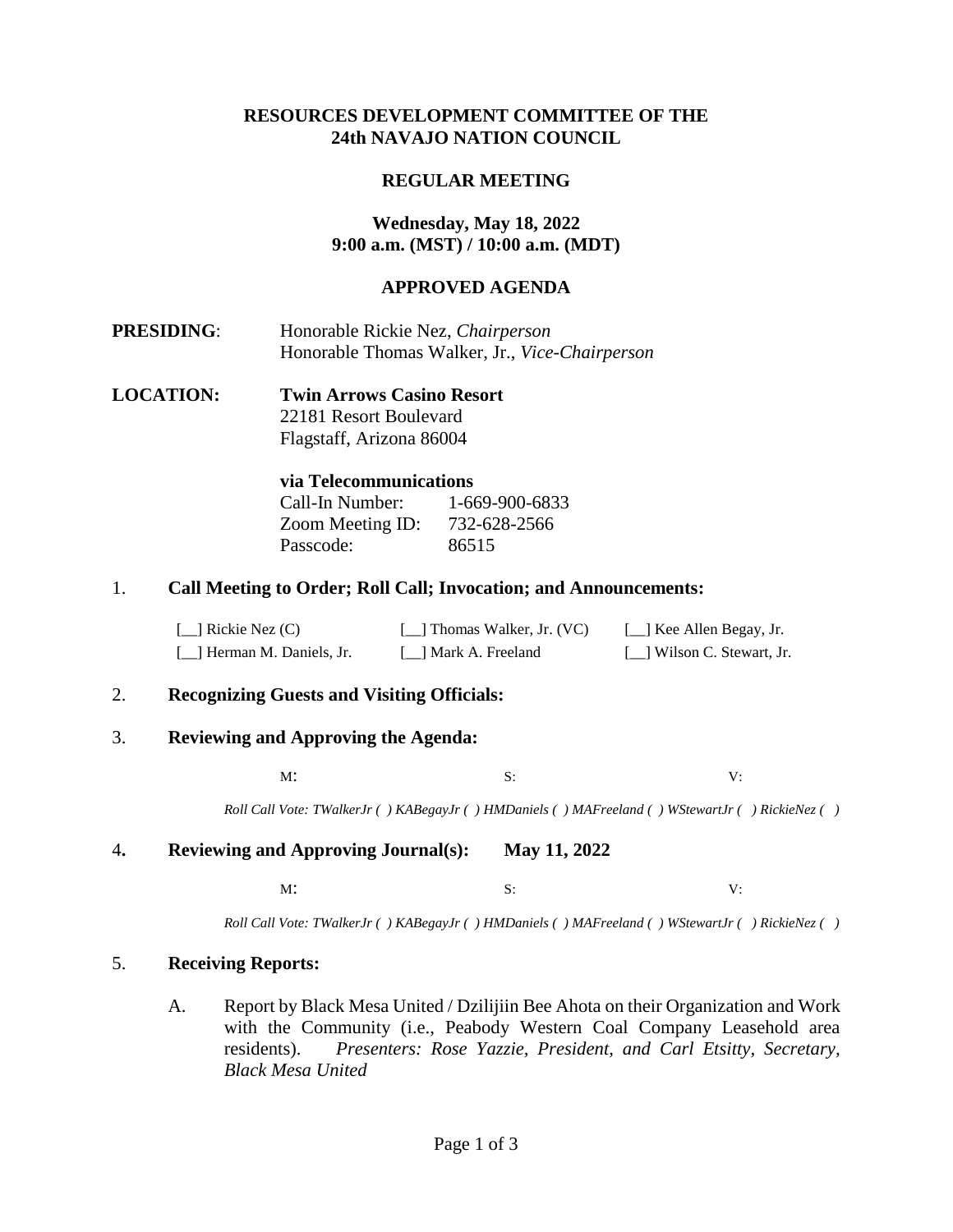**RESOURCES DEVELOPMENT COMMITTEE OF THE**
**24th NAVAJO NATION COUNCIL**

**REGULAR MEETING**

**Wednesday, May 18, 2022**
**9:00 a.m. (MST) / 10:00 a.m. (MDT)**

**APPROVED AGENDA**

**PRESIDING**: Honorable Rickie Nez, *Chairperson*
Honorable Thomas Walker, Jr., *Vice-Chairperson*

**LOCATION:** **Twin Arrows Casino Resort**
22181 Resort Boulevard
Flagstaff, Arizona 86004

**via Telecommunications**
Call-In Number: 1-669-900-6833
Zoom Meeting ID: 732-628-2566
Passcode: 86515

1. **Call Meeting to Order; Roll Call; Invocation; and Announcements:**

| | | |
|---|---|---|
| [__] Rickie Nez (C) | [__] Thomas Walker, Jr. (VC) | [__] Kee Allen Begay, Jr. |
| [__] Herman M. Daniels, Jr. | [__] Mark A. Freeland | [__] Wilson C. Stewart, Jr. |

2. **Recognizing Guests and Visiting Officials:**

3. **Reviewing and Approving the Agenda:**

M: S: V:

*Roll Call Vote: TWalkerJr ( ) KABegayJr ( ) HMDaniels ( ) MAFreeland ( ) WStewartJr ( ) RickieNez ( )*

4. **Reviewing and Approving Journal(s): May 11, 2022**

M: S: V:

*Roll Call Vote: TWalkerJr ( ) KABegayJr ( ) HMDaniels ( ) MAFreeland ( ) WStewartJr ( ) RickieNez ( )*

5. **Receiving Reports:**

A. Report by Black Mesa United / Dzilijiin Bee Ahota on their Organization and Work with the Community (i.e., Peabody Western Coal Company Leasehold area residents). *Presenters: Rose Yazzie, President, and Carl Etsitty, Secretary, Black Mesa United*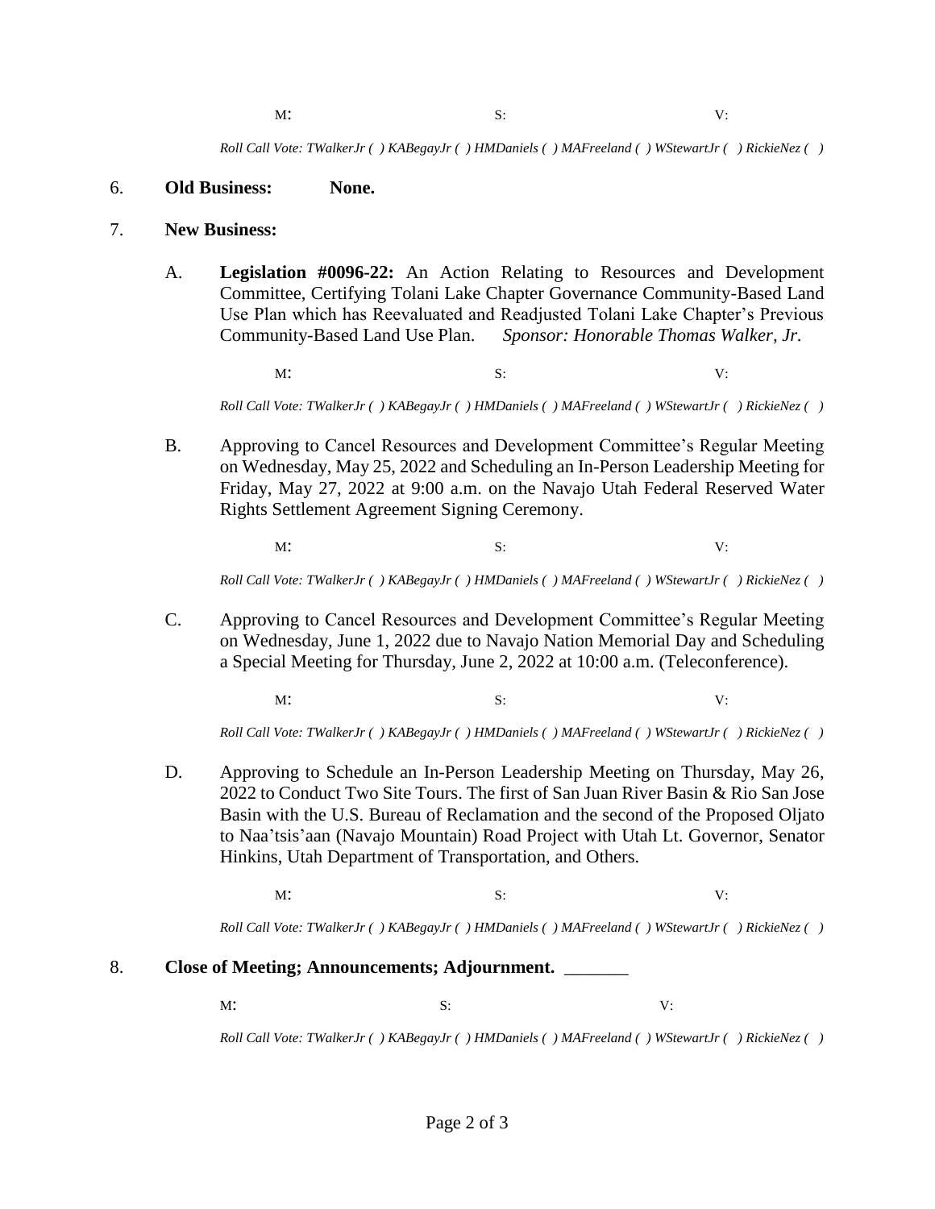M: S: V:

*Roll Call Vote: TWalkerJr ( ) KABegayJr ( ) HMDaniels ( ) MAFreeland ( ) WStewartJr ( ) RickieNez ( )*

6. **Old Business: None.**

7. **New Business:**

   A. **Legislation #0096-22:** An Action Relating to Resources and Development Committee, Certifying Tolani Lake Chapter Governance Community-Based Land Use Plan which has Reevaluated and Readjusted Tolani Lake Chapter's Previous Community-Based Land Use Plan. *Sponsor: Honorable Thomas Walker, Jr.*

   M: S: V:

   *Roll Call Vote: TWalkerJr ( ) KABegayJr ( ) HMDaniels ( ) MAFreeland ( ) WStewartJr ( ) RickieNez ( )*

   B. Approving to Cancel Resources and Development Committee's Regular Meeting on Wednesday, May 25, 2022 and Scheduling an In-Person Leadership Meeting for Friday, May 27, 2022 at 9:00 a.m. on the Navajo Utah Federal Reserved Water Rights Settlement Agreement Signing Ceremony.

   M: S: V:

   *Roll Call Vote: TWalkerJr ( ) KABegayJr ( ) HMDaniels ( ) MAFreeland ( ) WStewartJr ( ) RickieNez ( )*

   C. Approving to Cancel Resources and Development Committee's Regular Meeting on Wednesday, June 1, 2022 due to Navajo Nation Memorial Day and Scheduling a Special Meeting for Thursday, June 2, 2022 at 10:00 a.m. (Teleconference).

   M: S: V:

   *Roll Call Vote: TWalkerJr ( ) KABegayJr ( ) HMDaniels ( ) MAFreeland ( ) WStewartJr ( ) RickieNez ( )*

   D. Approving to Schedule an In-Person Leadership Meeting on Thursday, May 26, 2022 to Conduct Two Site Tours. The first of San Juan River Basin & Rio San Jose Basin with the U.S. Bureau of Reclamation and the second of the Proposed Oljato to Naa'tsis'aan (Navajo Mountain) Road Project with Utah Lt. Governor, Senator Hinkins, Utah Department of Transportation, and Others.

   M: S: V:

   *Roll Call Vote: TWalkerJr ( ) KABegayJr ( ) HMDaniels ( ) MAFreeland ( ) WStewartJr ( ) RickieNez ( )*

8. **Close of Meeting; Announcements; Adjournment.** _______

   M: S: V:

   *Roll Call Vote: TWalkerJr ( ) KABegayJr ( ) HMDaniels ( ) MAFreeland ( ) WStewartJr ( ) RickieNez ( )*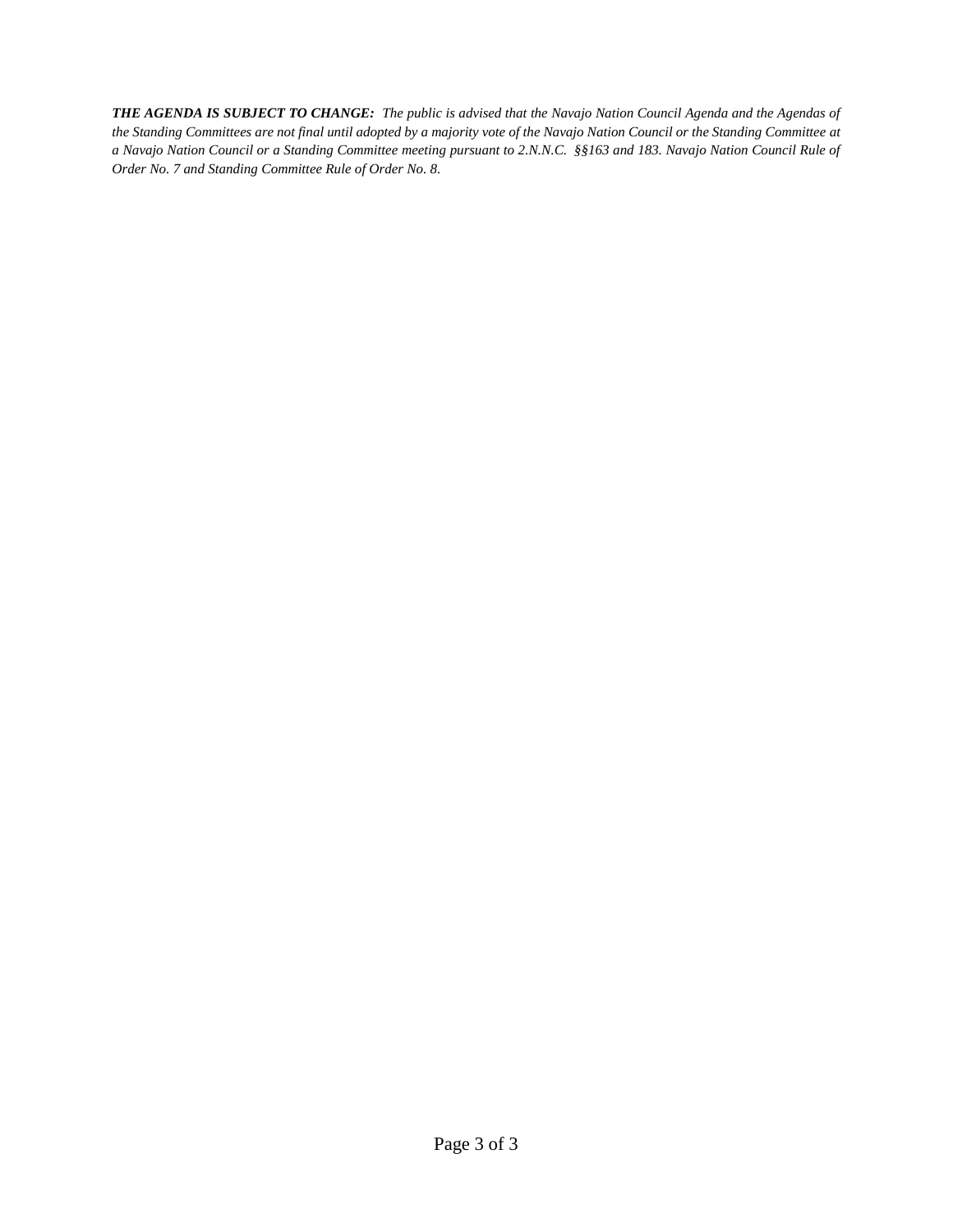***THE AGENDA IS SUBJECT TO CHANGE:*** *The public is advised that the Navajo Nation Council Agenda and the Agendas of the Standing Committees are not final until adopted by a majority vote of the Navajo Nation Council or the Standing Committee at a Navajo Nation Council or a Standing Committee meeting pursuant to 2.N.N.C. §§163 and 183. Navajo Nation Council Rule of Order No. 7 and Standing Committee Rule of Order No. 8.*